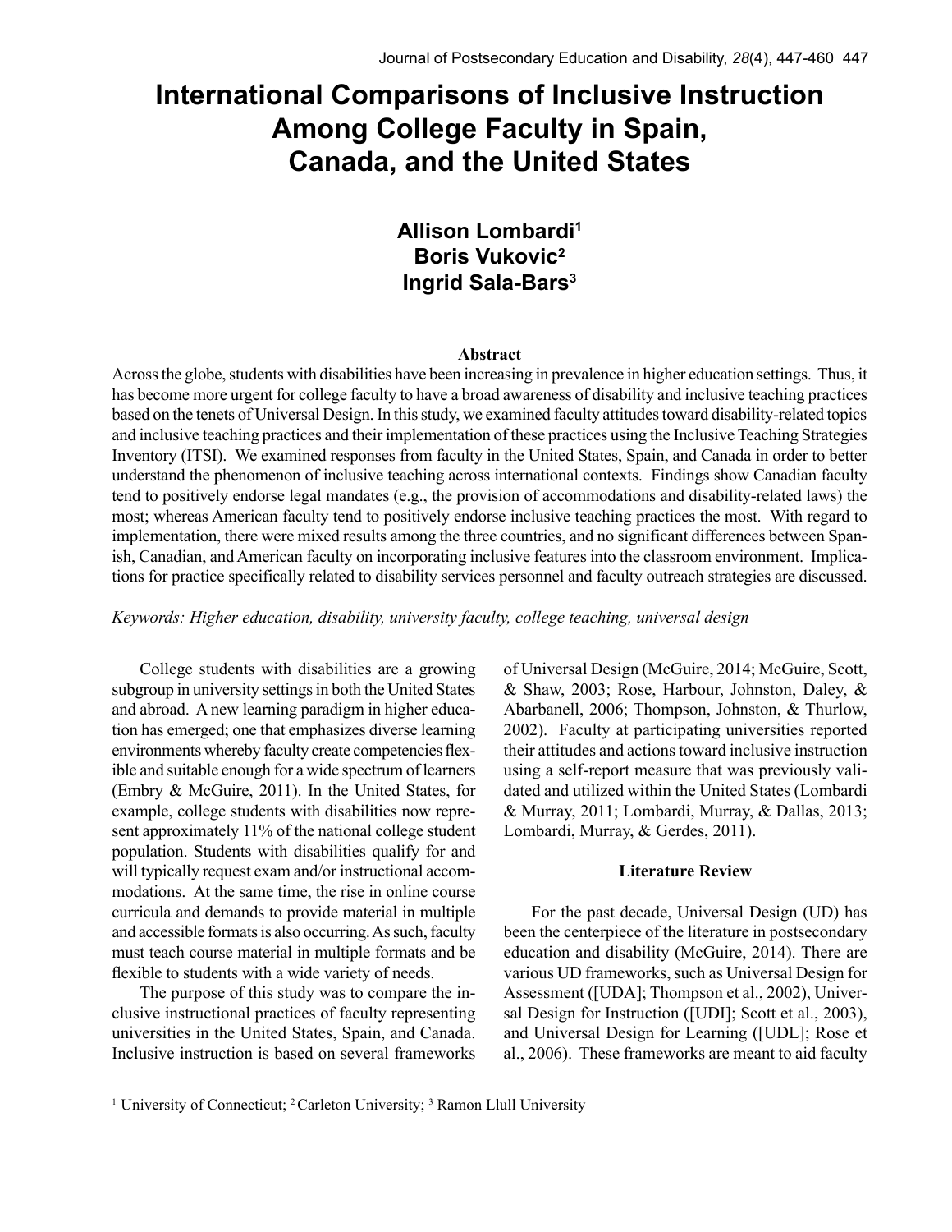# International Comparisons of Inclusive Instruction Among College Faculty in Spain, Canada, and the United States

**Allison Lombardi[1]**
**Boris Vukovic[2]**
**Ingrid Sala-Bars[3]**

### Abstract

Across the globe, students with disabilities have been increasing in prevalence in higher education settings. Thus, it has become more urgent for college faculty to have a broad awareness of disability and inclusive teaching practices based on the tenets of Universal Design. In this study, we examined faculty attitudes toward disability-related topics and inclusive teaching practices and their implementation of these practices using the Inclusive Teaching Strategies Inventory (ITSI). We examined responses from faculty in the United States, Spain, and Canada in order to better understand the phenomenon of inclusive teaching across international contexts. Findings show Canadian faculty tend to positively endorse legal mandates (e.g., the provision of accommodations and disability-related laws) the most; whereas American faculty tend to positively endorse inclusive teaching practices the most. With regard to implementation, there were mixed results among the three countries, and no significant differences between Spanish, Canadian, and American faculty on incorporating inclusive features into the classroom environment. Implications for practice specifically related to disability services personnel and faculty outreach strategies are discussed.

*Keywords: Higher education, disability, university faculty, college teaching, universal design*

College students with disabilities are a growing subgroup in university settings in both the United States and abroad. A new learning paradigm in higher education has emerged; one that emphasizes diverse learning environments whereby faculty create competencies flexible and suitable enough for a wide spectrum of learners (Embry & McGuire, 2011). In the United States, for example, college students with disabilities now represent approximately 11% of the national college student population. Students with disabilities qualify for and will typically request exam and/or instructional accommodations. At the same time, the rise in online course curricula and demands to provide material in multiple and accessible formats is also occurring. As such, faculty must teach course material in multiple formats and be flexible to students with a wide variety of needs.

The purpose of this study was to compare the inclusive instructional practices of faculty representing universities in the United States, Spain, and Canada. Inclusive instruction is based on several frameworks of Universal Design (McGuire, 2014; McGuire, Scott, & Shaw, 2003; Rose, Harbour, Johnston, Daley, & Abarbanell, 2006; Thompson, Johnston, & Thurlow, 2002). Faculty at participating universities reported their attitudes and actions toward inclusive instruction using a self-report measure that was previously validated and utilized within the United States (Lombardi & Murray, 2011; Lombardi, Murray, & Dallas, 2013; Lombardi, Murray, & Gerdes, 2011).

## Literature Review

For the past decade, Universal Design (UD) has been the centerpiece of the literature in postsecondary education and disability (McGuire, 2014). There are various UD frameworks, such as Universal Design for Assessment ([UDA]; Thompson et al., 2002), Universal Design for Instruction ([UDI]; Scott et al., 2003), and Universal Design for Learning ([UDL]; Rose et al., 2006). These frameworks are meant to aid faculty

[1] University of Connecticut; [2] Carleton University; [3] Ramon Llull University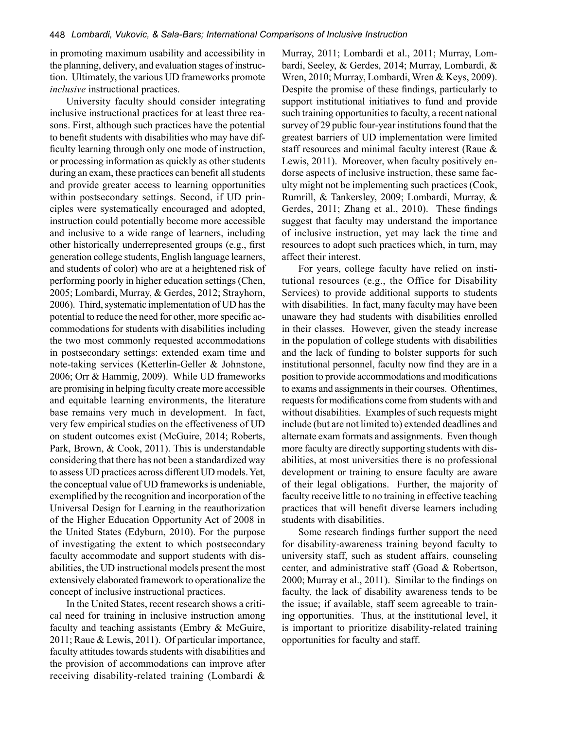in promoting maximum usability and accessibility in the planning, delivery, and evaluation stages of instruction. Ultimately, the various UD frameworks promote *inclusive* instructional practices.

University faculty should consider integrating inclusive instructional practices for at least three reasons. First, although such practices have the potential to benefit students with disabilities who may have difficulty learning through only one mode of instruction, or processing information as quickly as other students during an exam, these practices can benefit all students and provide greater access to learning opportunities within postsecondary settings. Second, if UD principles were systematically encouraged and adopted, instruction could potentially become more accessible and inclusive to a wide range of learners, including other historically underrepresented groups (e.g., first generation college students, English language learners, and students of color) who are at a heightened risk of performing poorly in higher education settings (Chen, 2005; Lombardi, Murray, & Gerdes, 2012; Strayhorn, 2006). Third, systematic implementation of UD has the potential to reduce the need for other, more specific accommodations for students with disabilities including the two most commonly requested accommodations in postsecondary settings: extended exam time and note-taking services (Ketterlin-Geller & Johnstone, 2006; Orr & Hammig, 2009). While UD frameworks are promising in helping faculty create more accessible and equitable learning environments, the literature base remains very much in development. In fact, very few empirical studies on the effectiveness of UD on student outcomes exist (McGuire, 2014; Roberts, Park, Brown, & Cook, 2011). This is understandable considering that there has not been a standardized way to assess UD practices across different UD models. Yet, the conceptual value of UD frameworks is undeniable, exemplified by the recognition and incorporation of the Universal Design for Learning in the reauthorization of the Higher Education Opportunity Act of 2008 in the United States (Edyburn, 2010). For the purpose of investigating the extent to which postsecondary faculty accommodate and support students with disabilities, the UD instructional models present the most extensively elaborated framework to operationalize the concept of inclusive instructional practices.

In the United States, recent research shows a critical need for training in inclusive instruction among faculty and teaching assistants (Embry & McGuire, 2011; Raue & Lewis, 2011). Of particular importance, faculty attitudes towards students with disabilities and the provision of accommodations can improve after receiving disability-related training (Lombardi & Murray, 2011; Lombardi et al., 2011; Murray, Lombardi, Seeley, & Gerdes, 2014; Murray, Lombardi, & Wren, 2010; Murray, Lombardi, Wren & Keys, 2009). Despite the promise of these findings, particularly to support institutional initiatives to fund and provide such training opportunities to faculty, a recent national survey of 29 public four-year institutions found that the greatest barriers of UD implementation were limited staff resources and minimal faculty interest (Raue & Lewis, 2011). Moreover, when faculty positively endorse aspects of inclusive instruction, these same faculty might not be implementing such practices (Cook, Rumrill, & Tankersley, 2009; Lombardi, Murray, & Gerdes, 2011; Zhang et al., 2010). These findings suggest that faculty may understand the importance of inclusive instruction, yet may lack the time and resources to adopt such practices which, in turn, may affect their interest.

For years, college faculty have relied on institutional resources (e.g., the Office for Disability Services) to provide additional supports to students with disabilities. In fact, many faculty may have been unaware they had students with disabilities enrolled in their classes. However, given the steady increase in the population of college students with disabilities and the lack of funding to bolster supports for such institutional personnel, faculty now find they are in a position to provide accommodations and modifications to exams and assignments in their courses. Oftentimes, requests for modifications come from students with and without disabilities. Examples of such requests might include (but are not limited to) extended deadlines and alternate exam formats and assignments. Even though more faculty are directly supporting students with disabilities, at most universities there is no professional development or training to ensure faculty are aware of their legal obligations. Further, the majority of faculty receive little to no training in effective teaching practices that will benefit diverse learners including students with disabilities.

Some research findings further support the need for disability-awareness training beyond faculty to university staff, such as student affairs, counseling center, and administrative staff (Goad & Robertson, 2000; Murray et al., 2011). Similar to the findings on faculty, the lack of disability awareness tends to be the issue; if available, staff seem agreeable to training opportunities. Thus, at the institutional level, it is important to prioritize disability-related training opportunities for faculty and staff.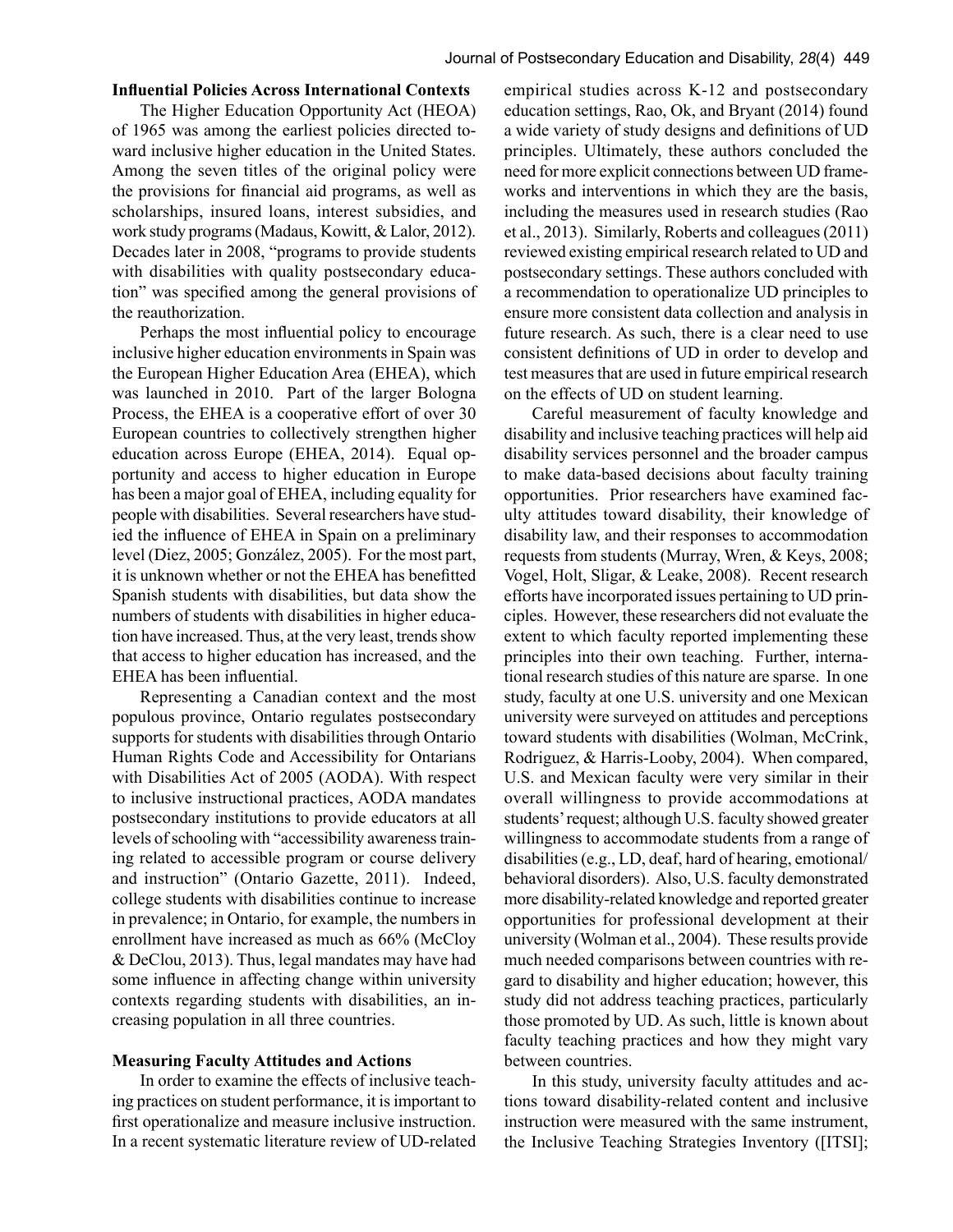**Influential Policies Across International Contexts**

The Higher Education Opportunity Act (HEOA) of 1965 was among the earliest policies directed toward inclusive higher education in the United States. Among the seven titles of the original policy were the provisions for financial aid programs, as well as scholarships, insured loans, interest subsidies, and work study programs (Madaus, Kowitt, & Lalor, 2012). Decades later in 2008, "programs to provide students with disabilities with quality postsecondary education" was specified among the general provisions of the reauthorization.

Perhaps the most influential policy to encourage inclusive higher education environments in Spain was the European Higher Education Area (EHEA), which was launched in 2010. Part of the larger Bologna Process, the EHEA is a cooperative effort of over 30 European countries to collectively strengthen higher education across Europe (EHEA, 2014). Equal opportunity and access to higher education in Europe has been a major goal of EHEA, including equality for people with disabilities. Several researchers have studied the influence of EHEA in Spain on a preliminary level (Diez, 2005; González, 2005). For the most part, it is unknown whether or not the EHEA has benefitted Spanish students with disabilities, but data show the numbers of students with disabilities in higher education have increased. Thus, at the very least, trends show that access to higher education has increased, and the EHEA has been influential.

Representing a Canadian context and the most populous province, Ontario regulates postsecondary supports for students with disabilities through Ontario Human Rights Code and Accessibility for Ontarians with Disabilities Act of 2005 (AODA). With respect to inclusive instructional practices, AODA mandates postsecondary institutions to provide educators at all levels of schooling with "accessibility awareness training related to accessible program or course delivery and instruction" (Ontario Gazette, 2011). Indeed, college students with disabilities continue to increase in prevalence; in Ontario, for example, the numbers in enrollment have increased as much as 66% (McCloy & DeClou, 2013). Thus, legal mandates may have had some influence in affecting change within university contexts regarding students with disabilities, an increasing population in all three countries.

**Measuring Faculty Attitudes and Actions**

In order to examine the effects of inclusive teaching practices on student performance, it is important to first operationalize and measure inclusive instruction. In a recent systematic literature review of UD-related empirical studies across K-12 and postsecondary education settings, Rao, Ok, and Bryant (2014) found a wide variety of study designs and definitions of UD principles. Ultimately, these authors concluded the need for more explicit connections between UD frameworks and interventions in which they are the basis, including the measures used in research studies (Rao et al., 2013). Similarly, Roberts and colleagues (2011) reviewed existing empirical research related to UD and postsecondary settings. These authors concluded with a recommendation to operationalize UD principles to ensure more consistent data collection and analysis in future research. As such, there is a clear need to use consistent definitions of UD in order to develop and test measures that are used in future empirical research on the effects of UD on student learning.

Careful measurement of faculty knowledge and disability and inclusive teaching practices will help aid disability services personnel and the broader campus to make data-based decisions about faculty training opportunities. Prior researchers have examined faculty attitudes toward disability, their knowledge of disability law, and their responses to accommodation requests from students (Murray, Wren, & Keys, 2008; Vogel, Holt, Sligar, & Leake, 2008). Recent research efforts have incorporated issues pertaining to UD principles. However, these researchers did not evaluate the extent to which faculty reported implementing these principles into their own teaching. Further, international research studies of this nature are sparse. In one study, faculty at one U.S. university and one Mexican university were surveyed on attitudes and perceptions toward students with disabilities (Wolman, McCrink, Rodriguez, & Harris-Looby, 2004). When compared, U.S. and Mexican faculty were very similar in their overall willingness to provide accommodations at students' request; although U.S. faculty showed greater willingness to accommodate students from a range of disabilities (e.g., LD, deaf, hard of hearing, emotional/behavioral disorders). Also, U.S. faculty demonstrated more disability-related knowledge and reported greater opportunities for professional development at their university (Wolman et al., 2004). These results provide much needed comparisons between countries with regard to disability and higher education; however, this study did not address teaching practices, particularly those promoted by UD. As such, little is known about faculty teaching practices and how they might vary between countries.

In this study, university faculty attitudes and actions toward disability-related content and inclusive instruction were measured with the same instrument, the Inclusive Teaching Strategies Inventory ([ITSI];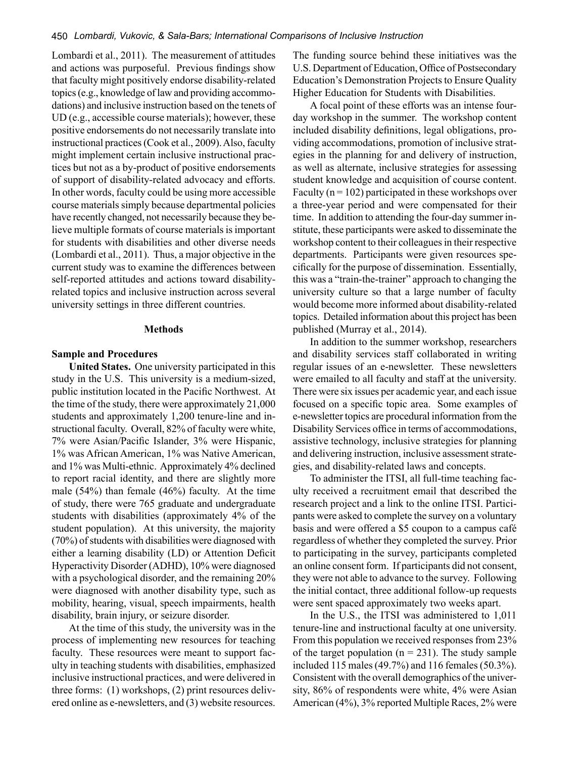Lombardi et al., 2011). The measurement of attitudes and actions was purposeful. Previous findings show that faculty might positively endorse disability-related topics (e.g., knowledge of law and providing accommodations) and inclusive instruction based on the tenets of UD (e.g., accessible course materials); however, these positive endorsements do not necessarily translate into instructional practices (Cook et al., 2009). Also, faculty might implement certain inclusive instructional practices but not as a by-product of positive endorsements of support of disability-related advocacy and efforts. In other words, faculty could be using more accessible course materials simply because departmental policies have recently changed, not necessarily because they believe multiple formats of course materials is important for students with disabilities and other diverse needs (Lombardi et al., 2011). Thus, a major objective in the current study was to examine the differences between self-reported attitudes and actions toward disability-related topics and inclusive instruction across several university settings in three different countries.

## Methods

### Sample and Procedures

**United States.** One university participated in this study in the U.S. This university is a medium-sized, public institution located in the Pacific Northwest. At the time of the study, there were approximately 21,000 students and approximately 1,200 tenure-line and instructional faculty. Overall, 82% of faculty were white, 7% were Asian/Pacific Islander, 3% were Hispanic, 1% was African American, 1% was Native American, and 1% was Multi-ethnic. Approximately 4% declined to report racial identity, and there are slightly more male (54%) than female (46%) faculty. At the time of study, there were 765 graduate and undergraduate students with disabilities (approximately 4% of the student population). At this university, the majority (70%) of students with disabilities were diagnosed with either a learning disability (LD) or Attention Deficit Hyperactivity Disorder (ADHD), 10% were diagnosed with a psychological disorder, and the remaining 20% were diagnosed with another disability type, such as mobility, hearing, visual, speech impairments, health disability, brain injury, or seizure disorder.

At the time of this study, the university was in the process of implementing new resources for teaching faculty. These resources were meant to support faculty in teaching students with disabilities, emphasized inclusive instructional practices, and were delivered in three forms: (1) workshops, (2) print resources delivered online as e-newsletters, and (3) website resources. The funding source behind these initiatives was the U.S. Department of Education, Office of Postsecondary Education's Demonstration Projects to Ensure Quality Higher Education for Students with Disabilities.

A focal point of these efforts was an intense four-day workshop in the summer. The workshop content included disability definitions, legal obligations, providing accommodations, promotion of inclusive strategies in the planning for and delivery of instruction, as well as alternate, inclusive strategies for assessing student knowledge and acquisition of course content. Faculty (n = 102) participated in these workshops over a three-year period and were compensated for their time. In addition to attending the four-day summer institute, these participants were asked to disseminate the workshop content to their colleagues in their respective departments. Participants were given resources specifically for the purpose of dissemination. Essentially, this was a "train-the-trainer" approach to changing the university culture so that a large number of faculty would become more informed about disability-related topics. Detailed information about this project has been published (Murray et al., 2014).

In addition to the summer workshop, researchers and disability services staff collaborated in writing regular issues of an e-newsletter. These newsletters were emailed to all faculty and staff at the university. There were six issues per academic year, and each issue focused on a specific topic area. Some examples of e-newsletter topics are procedural information from the Disability Services office in terms of accommodations, assistive technology, inclusive strategies for planning and delivering instruction, inclusive assessment strategies, and disability-related laws and concepts.

To administer the ITSI, all full-time teaching faculty received a recruitment email that described the research project and a link to the online ITSI. Participants were asked to complete the survey on a voluntary basis and were offered a $5 coupon to a campus café regardless of whether they completed the survey. Prior to participating in the survey, participants completed an online consent form. If participants did not consent, they were not able to advance to the survey. Following the initial contact, three additional follow-up requests were sent spaced approximately two weeks apart.

In the U.S., the ITSI was administered to 1,011 tenure-line and instructional faculty at one university. From this population we received responses from 23% of the target population (n = 231). The study sample included 115 males (49.7%) and 116 females (50.3%). Consistent with the overall demographics of the university, 86% of respondents were white, 4% were Asian American (4%), 3% reported Multiple Races, 2% were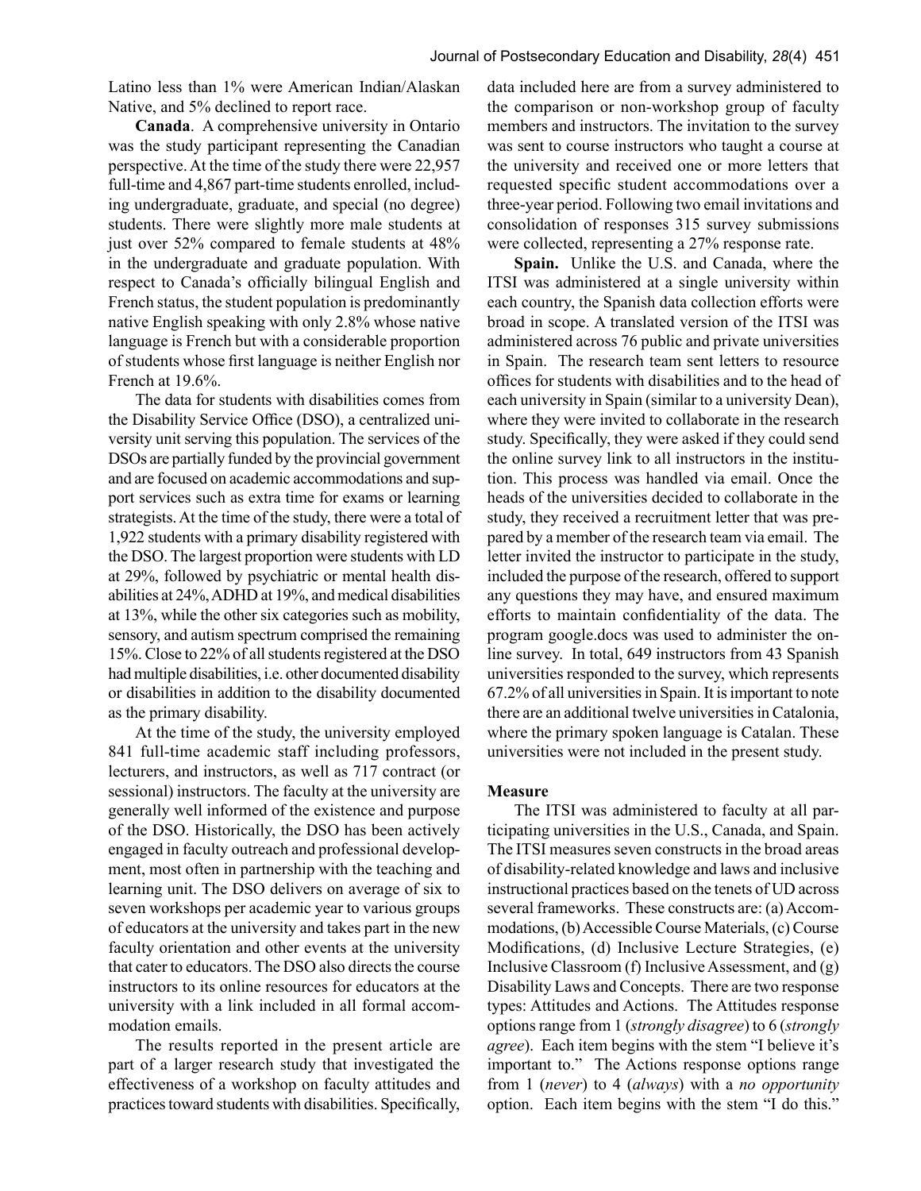Latino less than 1% were American Indian/Alaskan Native, and 5% declined to report race.

**Canada**. A comprehensive university in Ontario was the study participant representing the Canadian perspective. At the time of the study there were 22,957 full-time and 4,867 part-time students enrolled, including undergraduate, graduate, and special (no degree) students. There were slightly more male students at just over 52% compared to female students at 48% in the undergraduate and graduate population. With respect to Canada's officially bilingual English and French status, the student population is predominantly native English speaking with only 2.8% whose native language is French but with a considerable proportion of students whose first language is neither English nor French at 19.6%.

The data for students with disabilities comes from the Disability Service Office (DSO), a centralized university unit serving this population. The services of the DSOs are partially funded by the provincial government and are focused on academic accommodations and support services such as extra time for exams or learning strategists. At the time of the study, there were a total of 1,922 students with a primary disability registered with the DSO. The largest proportion were students with LD at 29%, followed by psychiatric or mental health disabilities at 24%, ADHD at 19%, and medical disabilities at 13%, while the other six categories such as mobility, sensory, and autism spectrum comprised the remaining 15%. Close to 22% of all students registered at the DSO had multiple disabilities, i.e. other documented disability or disabilities in addition to the disability documented as the primary disability.

At the time of the study, the university employed 841 full-time academic staff including professors, lecturers, and instructors, as well as 717 contract (or sessional) instructors. The faculty at the university are generally well informed of the existence and purpose of the DSO. Historically, the DSO has been actively engaged in faculty outreach and professional development, most often in partnership with the teaching and learning unit. The DSO delivers on average of six to seven workshops per academic year to various groups of educators at the university and takes part in the new faculty orientation and other events at the university that cater to educators. The DSO also directs the course instructors to its online resources for educators at the university with a link included in all formal accommodation emails.

The results reported in the present article are part of a larger research study that investigated the effectiveness of a workshop on faculty attitudes and practices toward students with disabilities. Specifically, data included here are from a survey administered to the comparison or non-workshop group of faculty members and instructors. The invitation to the survey was sent to course instructors who taught a course at the university and received one or more letters that requested specific student accommodations over a three-year period. Following two email invitations and consolidation of responses 315 survey submissions were collected, representing a 27% response rate.

**Spain.** Unlike the U.S. and Canada, where the ITSI was administered at a single university within each country, the Spanish data collection efforts were broad in scope. A translated version of the ITSI was administered across 76 public and private universities in Spain. The research team sent letters to resource offices for students with disabilities and to the head of each university in Spain (similar to a university Dean), where they were invited to collaborate in the research study. Specifically, they were asked if they could send the online survey link to all instructors in the institution. This process was handled via email. Once the heads of the universities decided to collaborate in the study, they received a recruitment letter that was prepared by a member of the research team via email. The letter invited the instructor to participate in the study, included the purpose of the research, offered to support any questions they may have, and ensured maximum efforts to maintain confidentiality of the data. The program google.docs was used to administer the online survey. In total, 649 instructors from 43 Spanish universities responded to the survey, which represents 67.2% of all universities in Spain. It is important to note there are an additional twelve universities in Catalonia, where the primary spoken language is Catalan. These universities were not included in the present study.

### Measure

The ITSI was administered to faculty at all participating universities in the U.S., Canada, and Spain. The ITSI measures seven constructs in the broad areas of disability-related knowledge and laws and inclusive instructional practices based on the tenets of UD across several frameworks. These constructs are: (a) Accommodations, (b) Accessible Course Materials, (c) Course Modifications, (d) Inclusive Lecture Strategies, (e) Inclusive Classroom (f) Inclusive Assessment, and (g) Disability Laws and Concepts. There are two response types: Attitudes and Actions. The Attitudes response options range from 1 (*strongly disagree*) to 6 (*strongly agree*). Each item begins with the stem "I believe it's important to." The Actions response options range from 1 (*never*) to 4 (*always*) with a *no opportunity* option. Each item begins with the stem "I do this."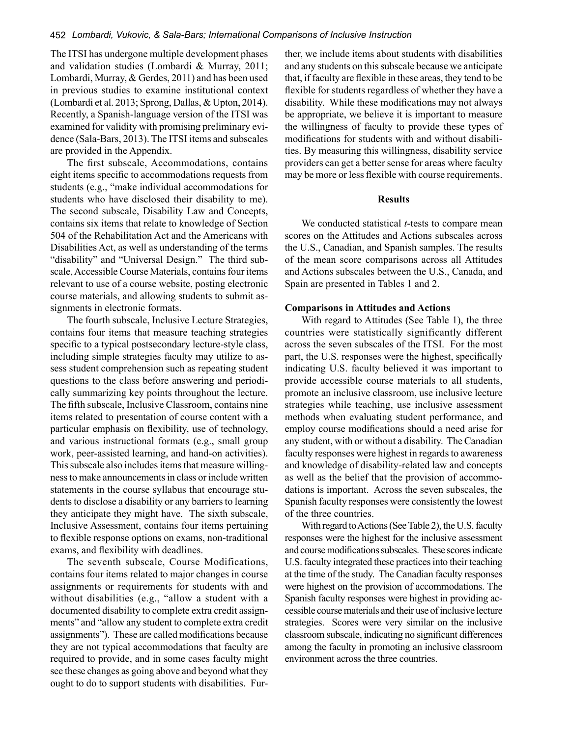The ITSI has undergone multiple development phases and validation studies (Lombardi & Murray, 2011; Lombardi, Murray, & Gerdes, 2011) and has been used in previous studies to examine institutional context (Lombardi et al. 2013; Sprong, Dallas, & Upton, 2014). Recently, a Spanish-language version of the ITSI was examined for validity with promising preliminary evidence (Sala-Bars, 2013). The ITSI items and subscales are provided in the Appendix.

The first subscale, Accommodations, contains eight items specific to accommodations requests from students (e.g., "make individual accommodations for students who have disclosed their disability to me). The second subscale, Disability Law and Concepts, contains six items that relate to knowledge of Section 504 of the Rehabilitation Act and the Americans with Disabilities Act, as well as understanding of the terms "disability" and "Universal Design." The third subscale, Accessible Course Materials, contains four items relevant to use of a course website, posting electronic course materials, and allowing students to submit assignments in electronic formats.

The fourth subscale, Inclusive Lecture Strategies, contains four items that measure teaching strategies specific to a typical postsecondary lecture-style class, including simple strategies faculty may utilize to assess student comprehension such as repeating student questions to the class before answering and periodically summarizing key points throughout the lecture. The fifth subscale, Inclusive Classroom, contains nine items related to presentation of course content with a particular emphasis on flexibility, use of technology, and various instructional formats (e.g., small group work, peer-assisted learning, and hand-on activities). This subscale also includes items that measure willingness to make announcements in class or include written statements in the course syllabus that encourage students to disclose a disability or any barriers to learning they anticipate they might have. The sixth subscale, Inclusive Assessment, contains four items pertaining to flexible response options on exams, non-traditional exams, and flexibility with deadlines.

The seventh subscale, Course Modifications, contains four items related to major changes in course assignments or requirements for students with and without disabilities (e.g., "allow a student with a documented disability to complete extra credit assignments" and "allow any student to complete extra credit assignments"). These are called modifications because they are not typical accommodations that faculty are required to provide, and in some cases faculty might see these changes as going above and beyond what they ought to do to support students with disabilities. Further, we include items about students with disabilities and any students on this subscale because we anticipate that, if faculty are flexible in these areas, they tend to be flexible for students regardless of whether they have a disability. While these modifications may not always be appropriate, we believe it is important to measure the willingness of faculty to provide these types of modifications for students with and without disabilities. By measuring this willingness, disability service providers can get a better sense for areas where faculty may be more or less flexible with course requirements.

## Results

We conducted statistical *t*-tests to compare mean scores on the Attitudes and Actions subscales across the U.S., Canadian, and Spanish samples. The results of the mean score comparisons across all Attitudes and Actions subscales between the U.S., Canada, and Spain are presented in Tables 1 and 2.

### Comparisons in Attitudes and Actions

With regard to Attitudes (See Table 1), the three countries were statistically significantly different across the seven subscales of the ITSI. For the most part, the U.S. responses were the highest, specifically indicating U.S. faculty believed it was important to provide accessible course materials to all students, promote an inclusive classroom, use inclusive lecture strategies while teaching, use inclusive assessment methods when evaluating student performance, and employ course modifications should a need arise for any student, with or without a disability. The Canadian faculty responses were highest in regards to awareness and knowledge of disability-related law and concepts as well as the belief that the provision of accommodations is important. Across the seven subscales, the Spanish faculty responses were consistently the lowest of the three countries.

With regard to Actions (See Table 2), the U.S. faculty responses were the highest for the inclusive assessment and course modifications subscales. These scores indicate U.S. faculty integrated these practices into their teaching at the time of the study. The Canadian faculty responses were highest on the provision of accommodations. The Spanish faculty responses were highest in providing accessible course materials and their use of inclusive lecture strategies. Scores were very similar on the inclusive classroom subscale, indicating no significant differences among the faculty in promoting an inclusive classroom environment across the three countries.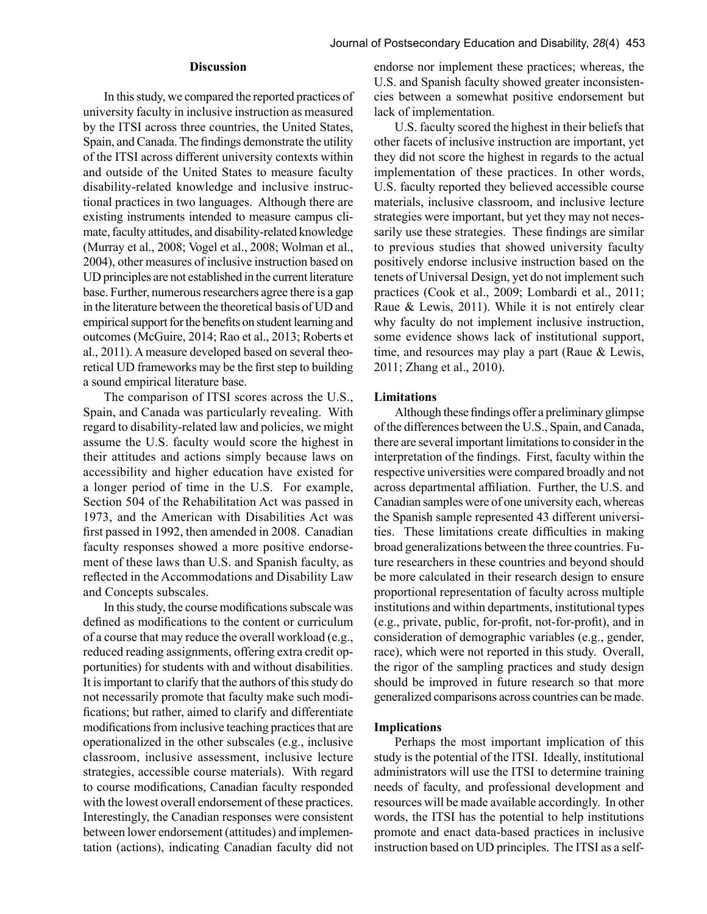## Discussion

In this study, we compared the reported practices of university faculty in inclusive instruction as measured by the ITSI across three countries, the United States, Spain, and Canada. The findings demonstrate the utility of the ITSI across different university contexts within and outside of the United States to measure faculty disability-related knowledge and inclusive instructional practices in two languages. Although there are existing instruments intended to measure campus climate, faculty attitudes, and disability-related knowledge (Murray et al., 2008; Vogel et al., 2008; Wolman et al., 2004), other measures of inclusive instruction based on UD principles are not established in the current literature base. Further, numerous researchers agree there is a gap in the literature between the theoretical basis of UD and empirical support for the benefits on student learning and outcomes (McGuire, 2014; Rao et al., 2013; Roberts et al., 2011). A measure developed based on several theoretical UD frameworks may be the first step to building a sound empirical literature base.

The comparison of ITSI scores across the U.S., Spain, and Canada was particularly revealing. With regard to disability-related law and policies, we might assume the U.S. faculty would score the highest in their attitudes and actions simply because laws on accessibility and higher education have existed for a longer period of time in the U.S. For example, Section 504 of the Rehabilitation Act was passed in 1973, and the American with Disabilities Act was first passed in 1992, then amended in 2008. Canadian faculty responses showed a more positive endorsement of these laws than U.S. and Spanish faculty, as reflected in the Accommodations and Disability Law and Concepts subscales.

In this study, the course modifications subscale was defined as modifications to the content or curriculum of a course that may reduce the overall workload (e.g., reduced reading assignments, offering extra credit opportunities) for students with and without disabilities. It is important to clarify that the authors of this study do not necessarily promote that faculty make such modifications; but rather, aimed to clarify and differentiate modifications from inclusive teaching practices that are operationalized in the other subscales (e.g., inclusive classroom, inclusive assessment, inclusive lecture strategies, accessible course materials). With regard to course modifications, Canadian faculty responded with the lowest overall endorsement of these practices. Interestingly, the Canadian responses were consistent between lower endorsement (attitudes) and implementation (actions), indicating Canadian faculty did not endorse nor implement these practices; whereas, the U.S. and Spanish faculty showed greater inconsistencies between a somewhat positive endorsement but lack of implementation.

U.S. faculty scored the highest in their beliefs that other facets of inclusive instruction are important, yet they did not score the highest in regards to the actual implementation of these practices. In other words, U.S. faculty reported they believed accessible course materials, inclusive classroom, and inclusive lecture strategies were important, but yet they may not necessarily use these strategies. These findings are similar to previous studies that showed university faculty positively endorse inclusive instruction based on the tenets of Universal Design, yet do not implement such practices (Cook et al., 2009; Lombardi et al., 2011; Raue & Lewis, 2011). While it is not entirely clear why faculty do not implement inclusive instruction, some evidence shows lack of institutional support, time, and resources may play a part (Raue & Lewis, 2011; Zhang et al., 2010).

### Limitations

Although these findings offer a preliminary glimpse of the differences between the U.S., Spain, and Canada, there are several important limitations to consider in the interpretation of the findings. First, faculty within the respective universities were compared broadly and not across departmental affiliation. Further, the U.S. and Canadian samples were of one university each, whereas the Spanish sample represented 43 different universities. These limitations create difficulties in making broad generalizations between the three countries. Future researchers in these countries and beyond should be more calculated in their research design to ensure proportional representation of faculty across multiple institutions and within departments, institutional types (e.g., private, public, for-profit, not-for-profit), and in consideration of demographic variables (e.g., gender, race), which were not reported in this study. Overall, the rigor of the sampling practices and study design should be improved in future research so that more generalized comparisons across countries can be made.

### Implications

Perhaps the most important implication of this study is the potential of the ITSI. Ideally, institutional administrators will use the ITSI to determine training needs of faculty, and professional development and resources will be made available accordingly. In other words, the ITSI has the potential to help institutions promote and enact data-based practices in inclusive instruction based on UD principles. The ITSI as a self-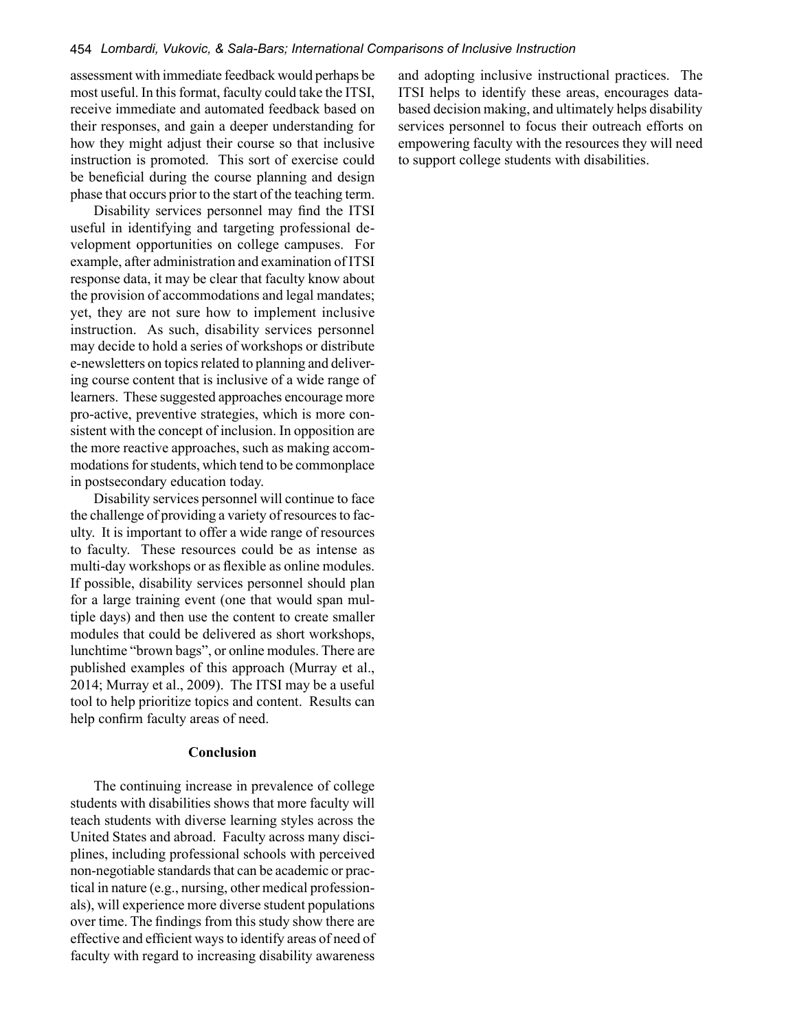assessment with immediate feedback would perhaps be most useful. In this format, faculty could take the ITSI, receive immediate and automated feedback based on their responses, and gain a deeper understanding for how they might adjust their course so that inclusive instruction is promoted. This sort of exercise could be beneficial during the course planning and design phase that occurs prior to the start of the teaching term.

Disability services personnel may find the ITSI useful in identifying and targeting professional development opportunities on college campuses. For example, after administration and examination of ITSI response data, it may be clear that faculty know about the provision of accommodations and legal mandates; yet, they are not sure how to implement inclusive instruction. As such, disability services personnel may decide to hold a series of workshops or distribute e-newsletters on topics related to planning and delivering course content that is inclusive of a wide range of learners. These suggested approaches encourage more pro-active, preventive strategies, which is more consistent with the concept of inclusion. In opposition are the more reactive approaches, such as making accommodations for students, which tend to be commonplace in postsecondary education today.

Disability services personnel will continue to face the challenge of providing a variety of resources to faculty. It is important to offer a wide range of resources to faculty. These resources could be as intense as multi-day workshops or as flexible as online modules. If possible, disability services personnel should plan for a large training event (one that would span multiple days) and then use the content to create smaller modules that could be delivered as short workshops, lunchtime "brown bags", or online modules. There are published examples of this approach (Murray et al., 2014; Murray et al., 2009). The ITSI may be a useful tool to help prioritize topics and content. Results can help confirm faculty areas of need.

## Conclusion

The continuing increase in prevalence of college students with disabilities shows that more faculty will teach students with diverse learning styles across the United States and abroad. Faculty across many disciplines, including professional schools with perceived non-negotiable standards that can be academic or practical in nature (e.g., nursing, other medical professionals), will experience more diverse student populations over time. The findings from this study show there are effective and efficient ways to identify areas of need of faculty with regard to increasing disability awareness and adopting inclusive instructional practices. The ITSI helps to identify these areas, encourages data-based decision making, and ultimately helps disability services personnel to focus their outreach efforts on empowering faculty with the resources they will need to support college students with disabilities.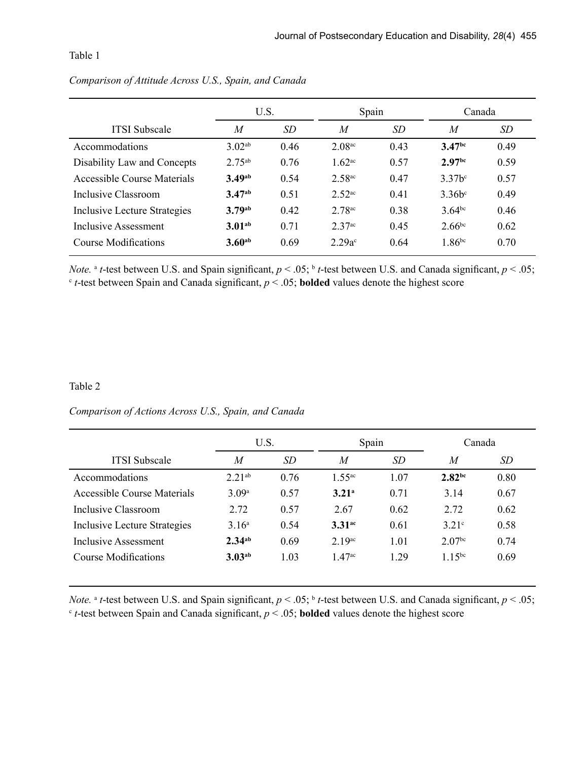Table 1

*Comparison of Attitude Across U.S., Spain, and Canada*

| | U.S. | | Spain | | Canada | |
|---|---|---|---|---|---|---|
| ITSI Subscale | *M* | *SD* | *M* | *SD* | *M* | *SD* |
| Accommodations | 3.02[ab] | 0.46 | 2.08[ac] | 0.43 | **3.47[bc]** | 0.49 |
| Disability Law and Concepts | 2.75[ab] | 0.76 | 1.62[ac] | 0.57 | **2.97[bc]** | 0.59 |
| Accessible Course Materials | **3.49[ab]** | 0.54 | 2.58[ac] | 0.47 | 3.37b[c] | 0.57 |
| Inclusive Classroom | **3.47[ab]** | 0.51 | 2.52[ac] | 0.41 | 3.36b[c] | 0.49 |
| Inclusive Lecture Strategies | **3.79[ab]** | 0.42 | 2.78[ac] | 0.38 | 3.64[bc] | 0.46 |
| Inclusive Assessment | **3.01[ab]** | 0.71 | 2.37[ac] | 0.45 | 2.66[bc] | 0.62 |
| Course Modifications | **3.60[ab]** | 0.69 | 2.29a[c] | 0.64 | 1.86[bc] | 0.70 |

*Note.* [a] *t*-test between U.S. and Spain significant, $p < .05$; [b] *t*-test between U.S. and Canada significant, $p < .05$; [c] *t*-test between Spain and Canada significant, $p < .05$; **bolded** values denote the highest score

Table 2

*Comparison of Actions Across U.S., Spain, and Canada*

| | U.S. | | Spain | | Canada | |
|---|---|---|---|---|---|---|
| ITSI Subscale | *M* | *SD* | *M* | *SD* | *M* | *SD* |
| Accommodations | 2.21[ab] | 0.76 | 1.55[ac] | 1.07 | **2.82[bc]** | 0.80 |
| Accessible Course Materials | 3.09[a] | 0.57 | **3.21[a]** | 0.71 | 3.14 | 0.67 |
| Inclusive Classroom | 2.72 | 0.57 | 2.67 | 0.62 | 2.72 | 0.62 |
| Inclusive Lecture Strategies | 3.16[a] | 0.54 | **3.31[ac]** | 0.61 | 3.21[c] | 0.58 |
| Inclusive Assessment | **2.34[ab]** | 0.69 | 2.19[ac] | 1.01 | 2.07[bc] | 0.74 |
| Course Modifications | **3.03[ab]** | 1.03 | 1.47[ac] | 1.29 | 1.15[bc] | 0.69 |

*Note.* [a] *t*-test between U.S. and Spain significant, $p < .05$; [b] *t*-test between U.S. and Canada significant, $p < .05$; [c] *t*-test between Spain and Canada significant, $p < .05$; **bolded** values denote the highest score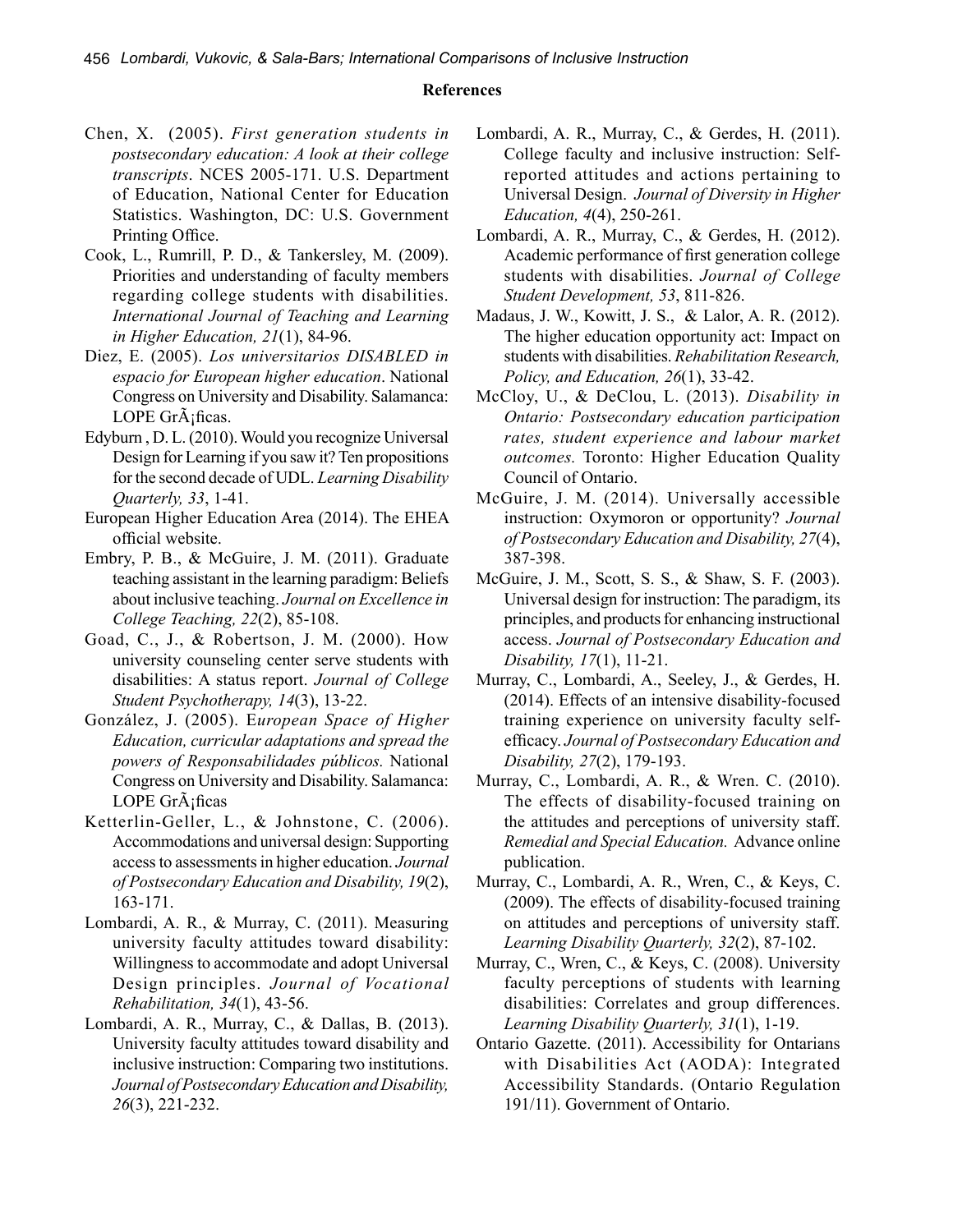**References**

Chen, X. (2005). *First generation students in postsecondary education: A look at their college transcripts*. NCES 2005-171. U.S. Department of Education, National Center for Education Statistics. Washington, DC: U.S. Government Printing Office.

Cook, L., Rumrill, P. D., & Tankersley, M. (2009). Priorities and understanding of faculty members regarding college students with disabilities. *International Journal of Teaching and Learning in Higher Education, 21*(1), 84-96.

Diez, E. (2005). *Los universitarios DISABLED in espacio for European higher education*. National Congress on University and Disability. Salamanca: LOPE GrÃ¡ficas.

Edyburn , D. L. (2010). Would you recognize Universal Design for Learning if you saw it? Ten propositions for the second decade of UDL. *Learning Disability Quarterly, 33*, 1-41.

European Higher Education Area (2014). The EHEA official website.

Embry, P. B., & McGuire, J. M. (2011). Graduate teaching assistant in the learning paradigm: Beliefs about inclusive teaching. *Journal on Excellence in College Teaching, 22*(2), 85-108.

Goad, C., J., & Robertson, J. M. (2000). How university counseling center serve students with disabilities: A status report. *Journal of College Student Psychotherapy, 14*(3), 13-22.

González, J. (2005). E*uropean Space of Higher Education, curricular adaptations and spread the powers of Responsabilidades públicos.* National Congress on University and Disability. Salamanca: LOPE GrÃ¡ficas

Ketterlin-Geller, L., & Johnstone, C. (2006). Accommodations and universal design: Supporting access to assessments in higher education. *Journal of Postsecondary Education and Disability, 19*(2), 163-171.

Lombardi, A. R., & Murray, C. (2011). Measuring university faculty attitudes toward disability: Willingness to accommodate and adopt Universal Design principles. *Journal of Vocational Rehabilitation, 34*(1), 43-56.

Lombardi, A. R., Murray, C., & Dallas, B. (2013). University faculty attitudes toward disability and inclusive instruction: Comparing two institutions. *Journal of Postsecondary Education and Disability, 26*(3), 221-232.

Lombardi, A. R., Murray, C., & Gerdes, H. (2011). College faculty and inclusive instruction: Self-reported attitudes and actions pertaining to Universal Design. *Journal of Diversity in Higher Education, 4*(4), 250-261.

Lombardi, A. R., Murray, C., & Gerdes, H. (2012). Academic performance of first generation college students with disabilities. *Journal of College Student Development, 53*, 811-826.

Madaus, J. W., Kowitt, J. S., & Lalor, A. R. (2012). The higher education opportunity act: Impact on students with disabilities. *Rehabilitation Research, Policy, and Education, 26*(1), 33-42.

McCloy, U., & DeClou, L. (2013). *Disability in Ontario: Postsecondary education participation rates, student experience and labour market outcomes.* Toronto: Higher Education Quality Council of Ontario.

McGuire, J. M. (2014). Universally accessible instruction: Oxymoron or opportunity? *Journal of Postsecondary Education and Disability, 27*(4), 387-398.

McGuire, J. M., Scott, S. S., & Shaw, S. F. (2003). Universal design for instruction: The paradigm, its principles, and products for enhancing instructional access. *Journal of Postsecondary Education and Disability, 17*(1), 11-21.

Murray, C., Lombardi, A., Seeley, J., & Gerdes, H. (2014). Effects of an intensive disability-focused training experience on university faculty self-efficacy. *Journal of Postsecondary Education and Disability, 27*(2), 179-193.

Murray, C., Lombardi, A. R., & Wren. C. (2010). The effects of disability-focused training on the attitudes and perceptions of university staff. *Remedial and Special Education.* Advance online publication.

Murray, C., Lombardi, A. R., Wren, C., & Keys, C. (2009). The effects of disability-focused training on attitudes and perceptions of university staff. *Learning Disability Quarterly, 32*(2), 87-102.

Murray, C., Wren, C., & Keys, C. (2008). University faculty perceptions of students with learning disabilities: Correlates and group differences. *Learning Disability Quarterly, 31*(1), 1-19.

Ontario Gazette. (2011). Accessibility for Ontarians with Disabilities Act (AODA): Integrated Accessibility Standards. (Ontario Regulation 191/11). Government of Ontario.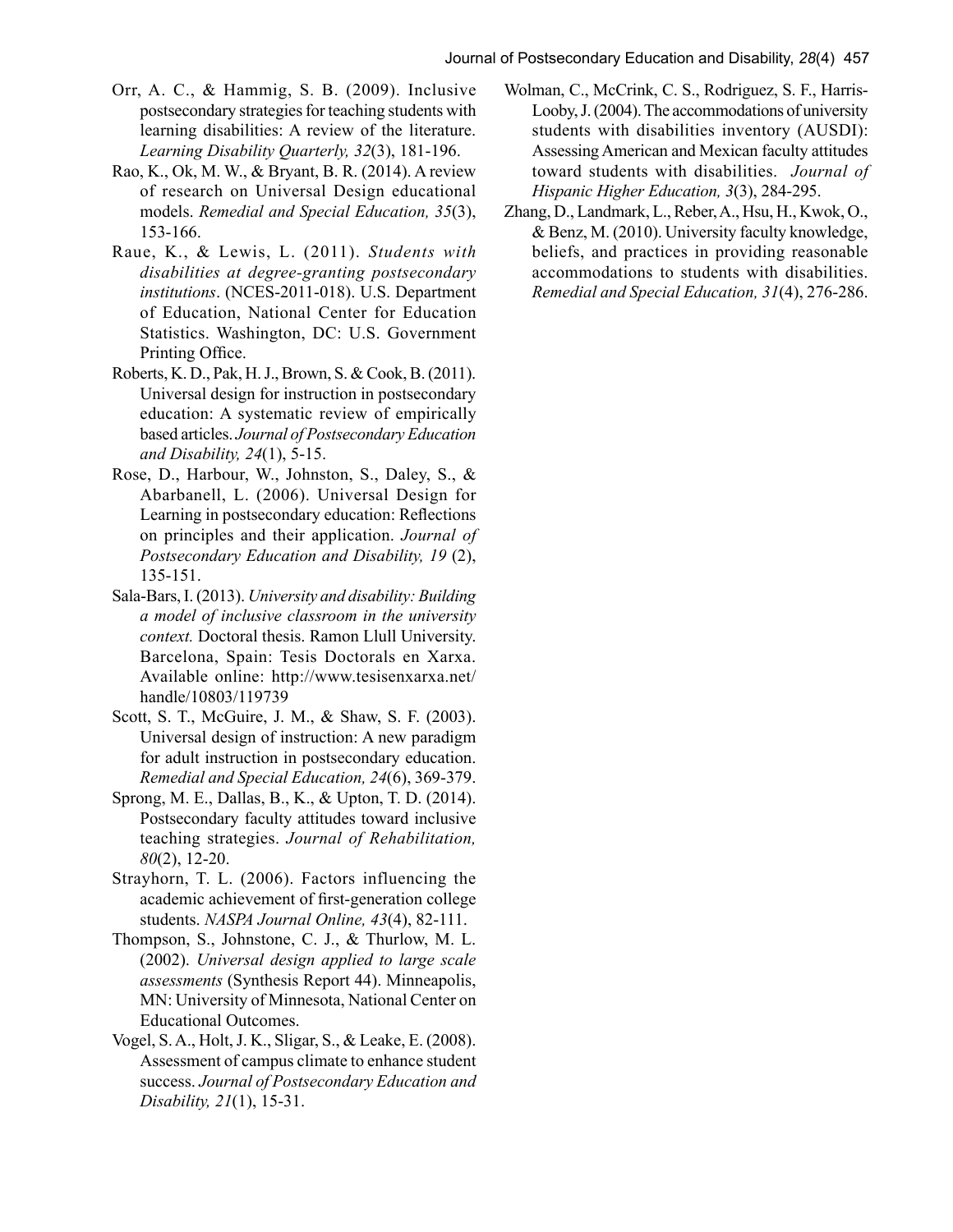Orr, A. C., & Hammig, S. B. (2009). Inclusive postsecondary strategies for teaching students with learning disabilities: A review of the literature. *Learning Disability Quarterly, 32*(3), 181-196.

Rao, K., Ok, M. W., & Bryant, B. R. (2014). A review of research on Universal Design educational models. *Remedial and Special Education, 35*(3), 153-166.

Raue, K., & Lewis, L. (2011). *Students with disabilities at degree-granting postsecondary institutions*. (NCES-2011-018). U.S. Department of Education, National Center for Education Statistics. Washington, DC: U.S. Government Printing Office.

Roberts, K. D., Pak, H. J., Brown, S. & Cook, B. (2011). Universal design for instruction in postsecondary education: A systematic review of empirically based articles. *Journal of Postsecondary Education and Disability, 24*(1), 5-15.

Rose, D., Harbour, W., Johnston, S., Daley, S., & Abarbanell, L. (2006). Universal Design for Learning in postsecondary education: Reflections on principles and their application. *Journal of Postsecondary Education and Disability, 19* (2), 135-151.

Sala-Bars, I. (2013). *University and disability: Building a model of inclusive classroom in the university context.* Doctoral thesis. Ramon Llull University. Barcelona, Spain: Tesis Doctorals en Xarxa. Available online: http://www.tesisenxarxa.net/handle/10803/119739

Scott, S. T., McGuire, J. M., & Shaw, S. F. (2003). Universal design of instruction: A new paradigm for adult instruction in postsecondary education. *Remedial and Special Education, 24*(6), 369-379.

Sprong, M. E., Dallas, B., K., & Upton, T. D. (2014). Postsecondary faculty attitudes toward inclusive teaching strategies. *Journal of Rehabilitation, 80*(2), 12-20.

Strayhorn, T. L. (2006). Factors influencing the academic achievement of first-generation college students. *NASPA Journal Online, 43*(4), 82-111.

Thompson, S., Johnstone, C. J., & Thurlow, M. L. (2002). *Universal design applied to large scale assessments* (Synthesis Report 44). Minneapolis, MN: University of Minnesota, National Center on Educational Outcomes.

Vogel, S. A., Holt, J. K., Sligar, S., & Leake, E. (2008). Assessment of campus climate to enhance student success. *Journal of Postsecondary Education and Disability, 21*(1), 15-31.

Wolman, C., McCrink, C. S., Rodriguez, S. F., Harris-Looby, J. (2004). The accommodations of university students with disabilities inventory (AUSDI): Assessing American and Mexican faculty attitudes toward students with disabilities. *Journal of Hispanic Higher Education, 3*(3), 284-295.

Zhang, D., Landmark, L., Reber, A., Hsu, H., Kwok, O., & Benz, M. (2010). University faculty knowledge, beliefs, and practices in providing reasonable accommodations to students with disabilities. *Remedial and Special Education, 31*(4), 276-286.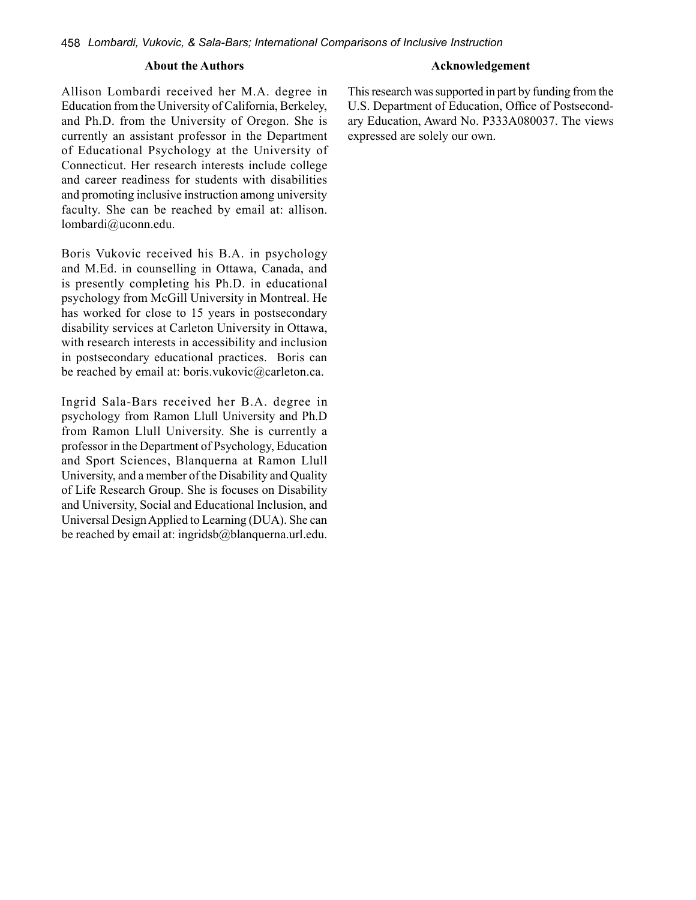## About the Authors

Allison Lombardi received her M.A. degree in Education from the University of California, Berkeley, and Ph.D. from the University of Oregon. She is currently an assistant professor in the Department of Educational Psychology at the University of Connecticut. Her research interests include college and career readiness for students with disabilities and promoting inclusive instruction among university faculty. She can be reached by email at: allison.lombardi@uconn.edu.

Boris Vukovic received his B.A. in psychology and M.Ed. in counselling in Ottawa, Canada, and is presently completing his Ph.D. in educational psychology from McGill University in Montreal. He has worked for close to 15 years in postsecondary disability services at Carleton University in Ottawa, with research interests in accessibility and inclusion in postsecondary educational practices. Boris can be reached by email at: boris.vukovic@carleton.ca.

Ingrid Sala-Bars received her B.A. degree in psychology from Ramon Llull University and Ph.D from Ramon Llull University. She is currently a professor in the Department of Psychology, Education and Sport Sciences, Blanquerna at Ramon Llull University, and a member of the Disability and Quality of Life Research Group. She is focuses on Disability and University, Social and Educational Inclusion, and Universal Design Applied to Learning (DUA). She can be reached by email at: ingridsb@blanquerna.url.edu.

## Acknowledgement

This research was supported in part by funding from the U.S. Department of Education, Office of Postsecondary Education, Award No. P333A080037. The views expressed are solely our own.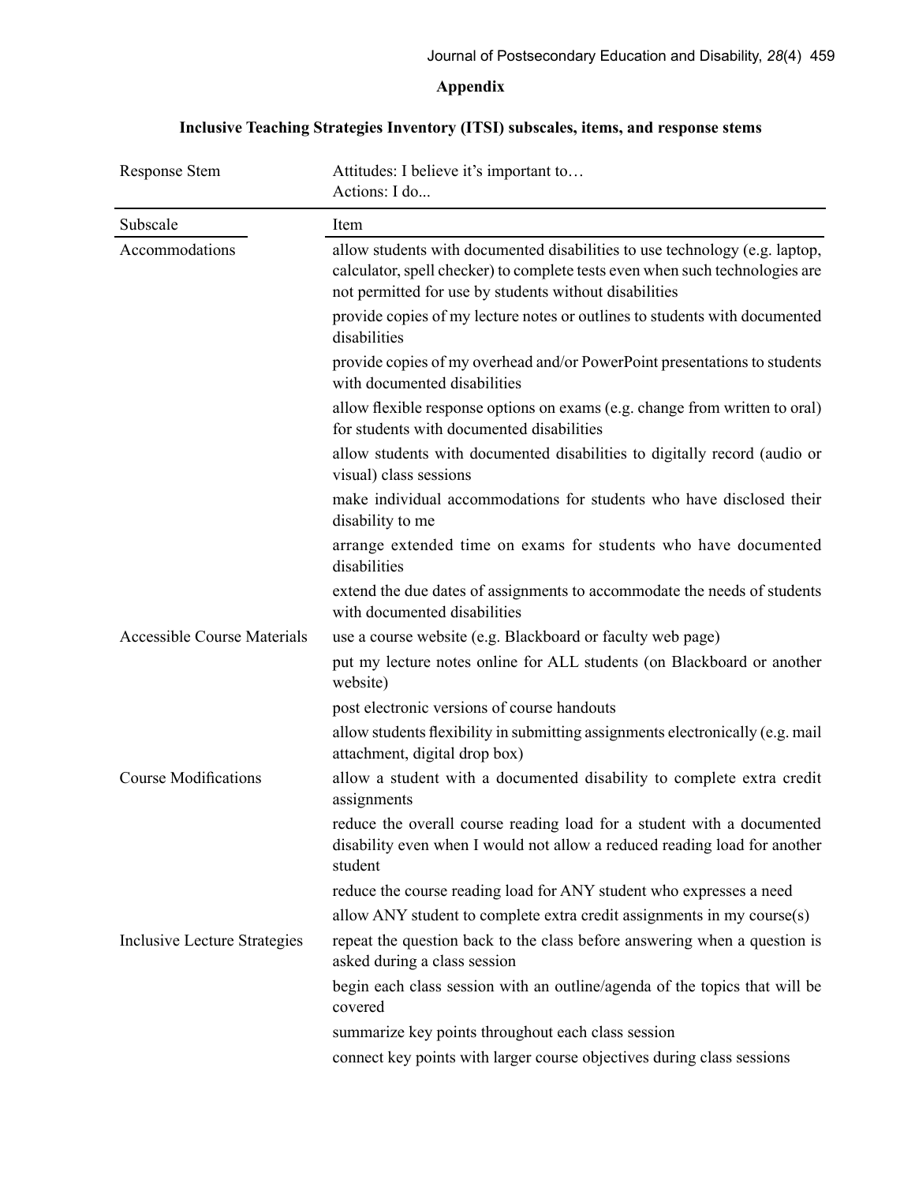## Appendix

### Inclusive Teaching Strategies Inventory (ITSI) subscales, items, and response stems

| Response Stem | Attitudes: I believe it's important to…<br>Actions: I do... |
|---|---|
| **Subscale** | **Item** |
| Accommodations | allow students with documented disabilities to use technology (e.g. laptop, calculator, spell checker) to complete tests even when such technologies are not permitted for use by students without disabilities |
| | provide copies of my lecture notes or outlines to students with documented disabilities |
| | provide copies of my overhead and/or PowerPoint presentations to students with documented disabilities |
| | allow flexible response options on exams (e.g. change from written to oral) for students with documented disabilities |
| | allow students with documented disabilities to digitally record (audio or visual) class sessions |
| | make individual accommodations for students who have disclosed their disability to me |
| | arrange extended time on exams for students who have documented disabilities |
| | extend the due dates of assignments to accommodate the needs of students with documented disabilities |
| Accessible Course Materials | use a course website (e.g. Blackboard or faculty web page) |
| | put my lecture notes online for ALL students (on Blackboard or another website) |
| | post electronic versions of course handouts |
| | allow students flexibility in submitting assignments electronically (e.g. mail attachment, digital drop box) |
| Course Modifications | allow a student with a documented disability to complete extra credit assignments |
| | reduce the overall course reading load for a student with a documented disability even when I would not allow a reduced reading load for another student |
| | reduce the course reading load for ANY student who expresses a need |
| | allow ANY student to complete extra credit assignments in my course(s) |
| Inclusive Lecture Strategies | repeat the question back to the class before answering when a question is asked during a class session |
| | begin each class session with an outline/agenda of the topics that will be covered |
| | summarize key points throughout each class session |
| | connect key points with larger course objectives during class sessions |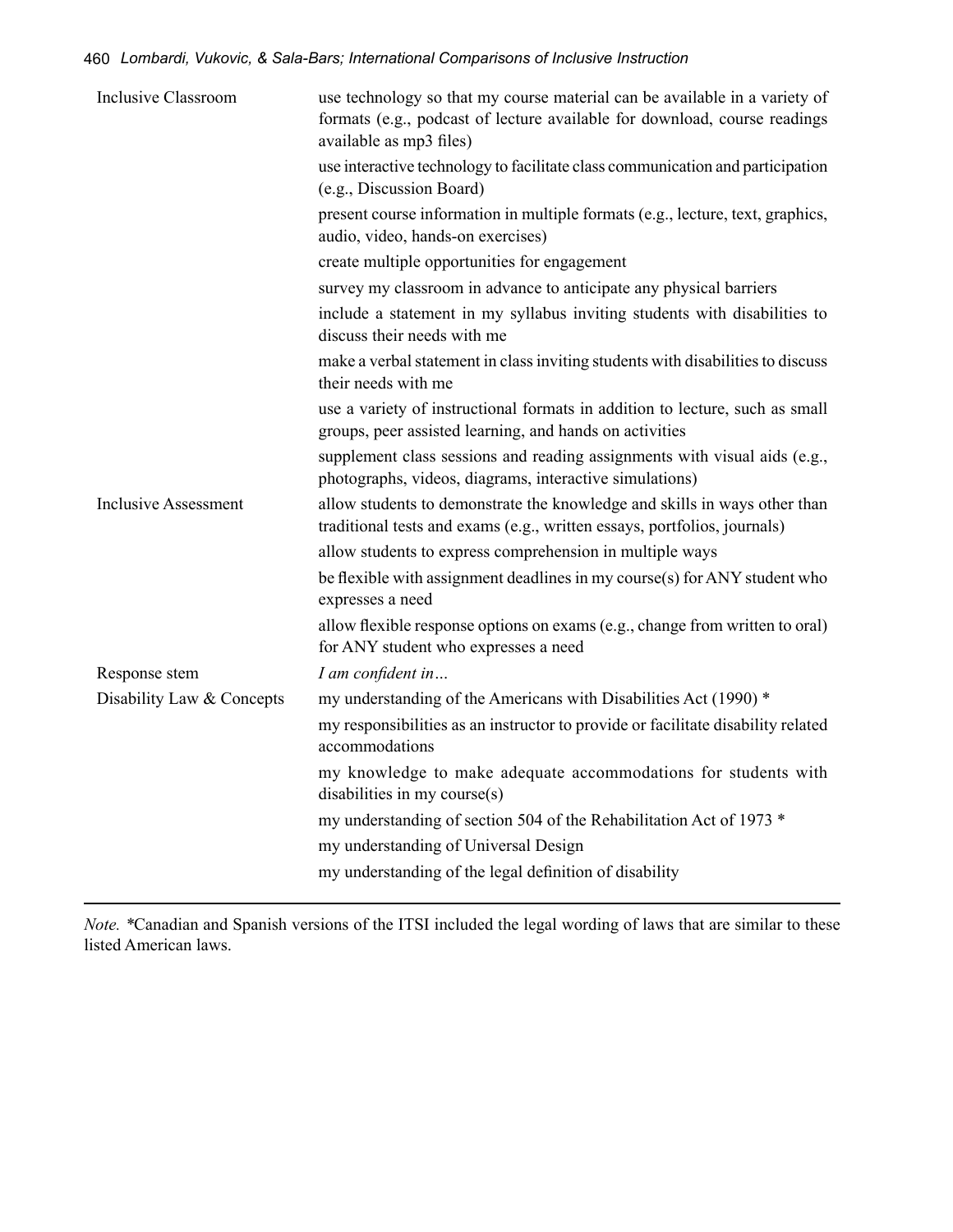| | |
|---|---|
| Inclusive Classroom | use technology so that my course material can be available in a variety of formats (e.g., podcast of lecture available for download, course readings available as mp3 files) |
| | use interactive technology to facilitate class communication and participation (e.g., Discussion Board) |
| | present course information in multiple formats (e.g., lecture, text, graphics, audio, video, hands-on exercises) |
| | create multiple opportunities for engagement |
| | survey my classroom in advance to anticipate any physical barriers |
| | include a statement in my syllabus inviting students with disabilities to discuss their needs with me |
| | make a verbal statement in class inviting students with disabilities to discuss their needs with me |
| | use a variety of instructional formats in addition to lecture, such as small groups, peer assisted learning, and hands on activities |
| | supplement class sessions and reading assignments with visual aids (e.g., photographs, videos, diagrams, interactive simulations) |
| Inclusive Assessment | allow students to demonstrate the knowledge and skills in ways other than traditional tests and exams (e.g., written essays, portfolios, journals) |
| | allow students to express comprehension in multiple ways |
| | be flexible with assignment deadlines in my course(s) for ANY student who expresses a need |
| | allow flexible response options on exams (e.g., change from written to oral) for ANY student who expresses a need |
| Response stem | *I am confident in…* |
| Disability Law & Concepts | my understanding of the Americans with Disabilities Act (1990) * |
| | my responsibilities as an instructor to provide or facilitate disability related accommodations |
| | my knowledge to make adequate accommodations for students with disabilities in my course(s) |
| | my understanding of section 504 of the Rehabilitation Act of 1973 * |
| | my understanding of Universal Design |
| | my understanding of the legal definition of disability |

*Note.* *Canadian and Spanish versions of the ITSI included the legal wording of laws that are similar to these listed American laws.